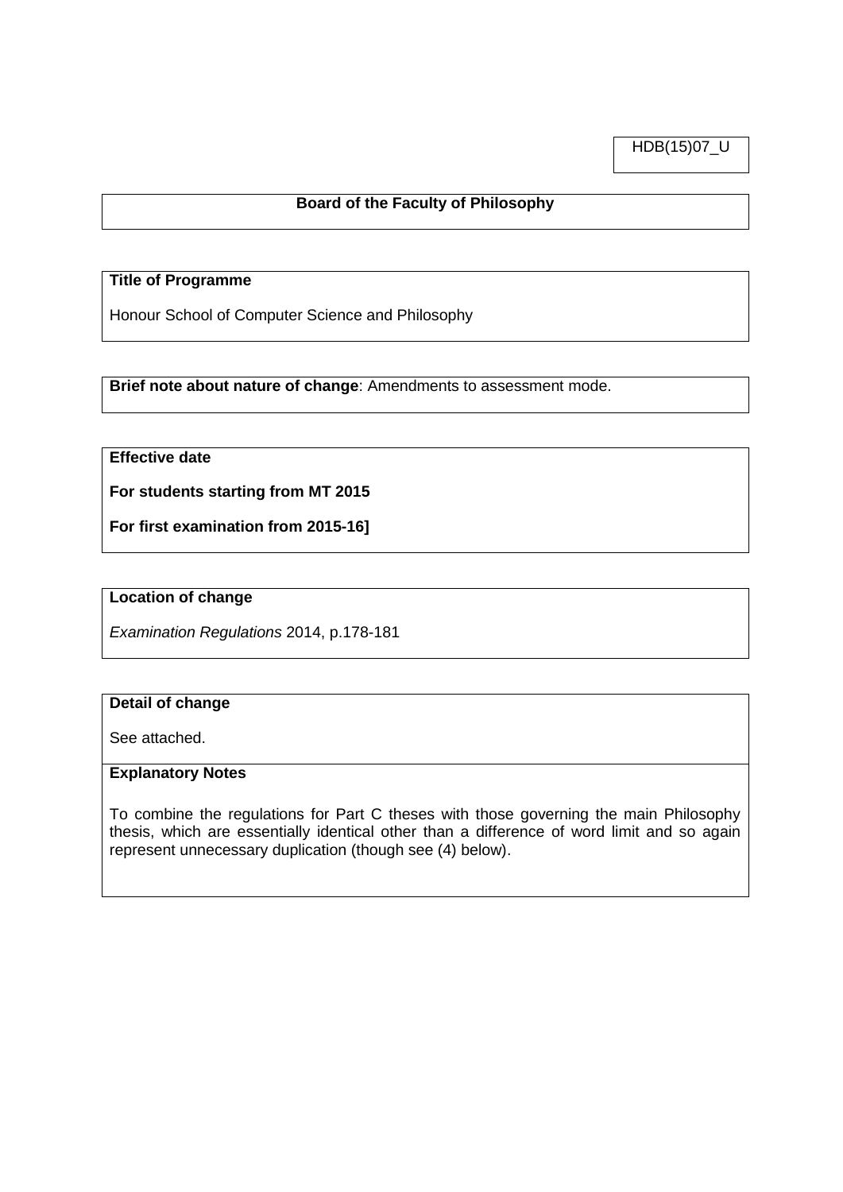HDB(15)07_U

**Board of the Faculty of Philosophy**

**Title of Programme**

Honour School of Computer Science and Philosophy

**Brief note about nature of change**: Amendments to assessment mode.

**Effective date**

**For students starting from MT 2015**

**For first examination from 2015-16]**

**Location of change**

*Examination Regulations* 2014, p.178-181

**Detail of change**

See attached.

**Explanatory Notes**

To combine the regulations for Part C theses with those governing the main Philosophy thesis, which are essentially identical other than a difference of word limit and so again represent unnecessary duplication (though see (4) below).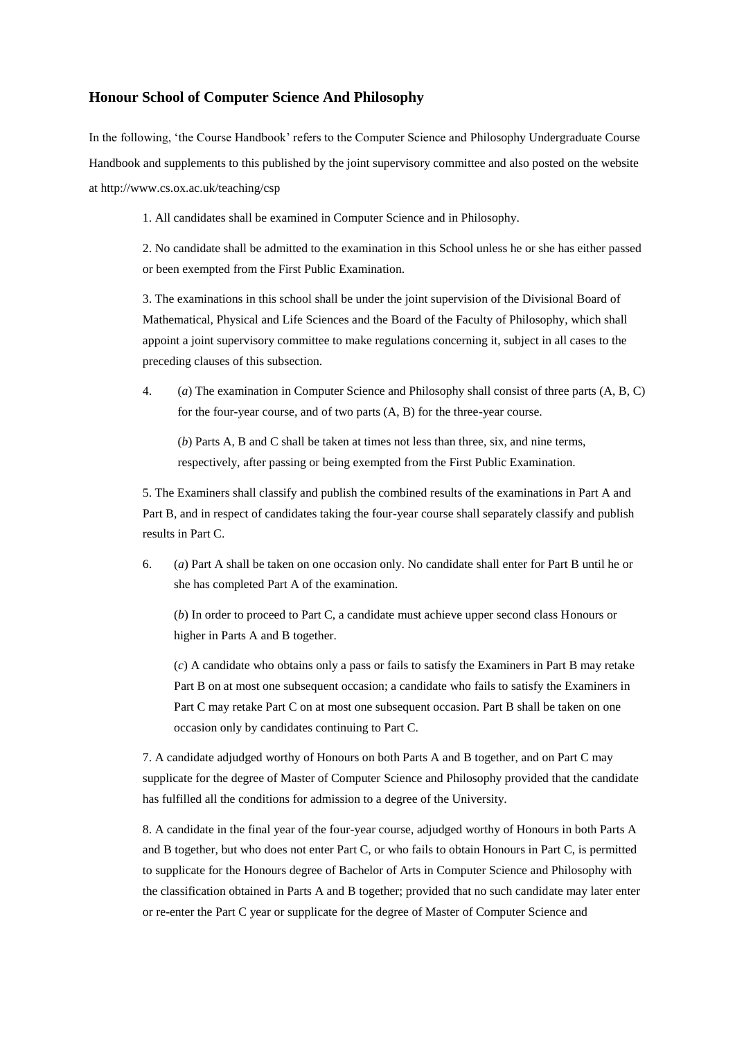### Honour School of Computer Science And Philosophy

In the following, 'the Course Handbook' refers to the Computer Science and Philosophy Undergraduate Course Handbook and supplements to this published by the joint supervisory committee and also posted on the website at http://www.cs.ox.ac.uk/teaching/csp

1. All candidates shall be examined in Computer Science and in Philosophy.

2. No candidate shall be admitted to the examination in this School unless he or she has either passed or been exempted from the First Public Examination.

3. The examinations in this school shall be under the joint supervision of the Divisional Board of Mathematical, Physical and Life Sciences and the Board of the Faculty of Philosophy, which shall appoint a joint supervisory committee to make regulations concerning it, subject in all cases to the preceding clauses of this subsection.

4. (*a*) The examination in Computer Science and Philosophy shall consist of three parts (A, B, C) for the four-year course, and of two parts (A, B) for the three-year course.

   (*b*) Parts A, B and C shall be taken at times not less than three, six, and nine terms, respectively, after passing or being exempted from the First Public Examination.

5. The Examiners shall classify and publish the combined results of the examinations in Part A and Part B, and in respect of candidates taking the four-year course shall separately classify and publish results in Part C.

6. (*a*) Part A shall be taken on one occasion only. No candidate shall enter for Part B until he or she has completed Part A of the examination.

   (*b*) In order to proceed to Part C, a candidate must achieve upper second class Honours or higher in Parts A and B together.

   (*c*) A candidate who obtains only a pass or fails to satisfy the Examiners in Part B may retake Part B on at most one subsequent occasion; a candidate who fails to satisfy the Examiners in Part C may retake Part C on at most one subsequent occasion. Part B shall be taken on one occasion only by candidates continuing to Part C.

7. A candidate adjudged worthy of Honours on both Parts A and B together, and on Part C may supplicate for the degree of Master of Computer Science and Philosophy provided that the candidate has fulfilled all the conditions for admission to a degree of the University.

8. A candidate in the final year of the four-year course, adjudged worthy of Honours in both Parts A and B together, but who does not enter Part C, or who fails to obtain Honours in Part C, is permitted to supplicate for the Honours degree of Bachelor of Arts in Computer Science and Philosophy with the classification obtained in Parts A and B together; provided that no such candidate may later enter or re-enter the Part C year or supplicate for the degree of Master of Computer Science and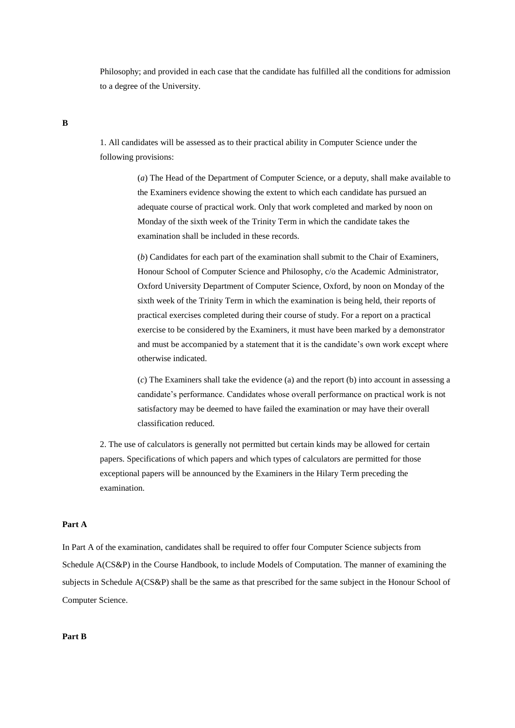Philosophy; and provided in each case that the candidate has fulfilled all the conditions for admission to a degree of the University.

**B**

1. All candidates will be assessed as to their practical ability in Computer Science under the following provisions:

    (*a*) The Head of the Department of Computer Science, or a deputy, shall make available to the Examiners evidence showing the extent to which each candidate has pursued an adequate course of practical work. Only that work completed and marked by noon on Monday of the sixth week of the Trinity Term in which the candidate takes the examination shall be included in these records.

    (*b*) Candidates for each part of the examination shall submit to the Chair of Examiners, Honour School of Computer Science and Philosophy, c/o the Academic Administrator, Oxford University Department of Computer Science, Oxford, by noon on Monday of the sixth week of the Trinity Term in which the examination is being held, their reports of practical exercises completed during their course of study. For a report on a practical exercise to be considered by the Examiners, it must have been marked by a demonstrator and must be accompanied by a statement that it is the candidate's own work except where otherwise indicated.

    (*c*) The Examiners shall take the evidence (a) and the report (b) into account in assessing a candidate's performance. Candidates whose overall performance on practical work is not satisfactory may be deemed to have failed the examination or may have their overall classification reduced.

2. The use of calculators is generally not permitted but certain kinds may be allowed for certain papers. Specifications of which papers and which types of calculators are permitted for those exceptional papers will be announced by the Examiners in the Hilary Term preceding the examination.

**Part A**

In Part A of the examination, candidates shall be required to offer four Computer Science subjects from Schedule A(CS&P) in the Course Handbook, to include Models of Computation. The manner of examining the subjects in Schedule A(CS&P) shall be the same as that prescribed for the same subject in the Honour School of Computer Science.

**Part B**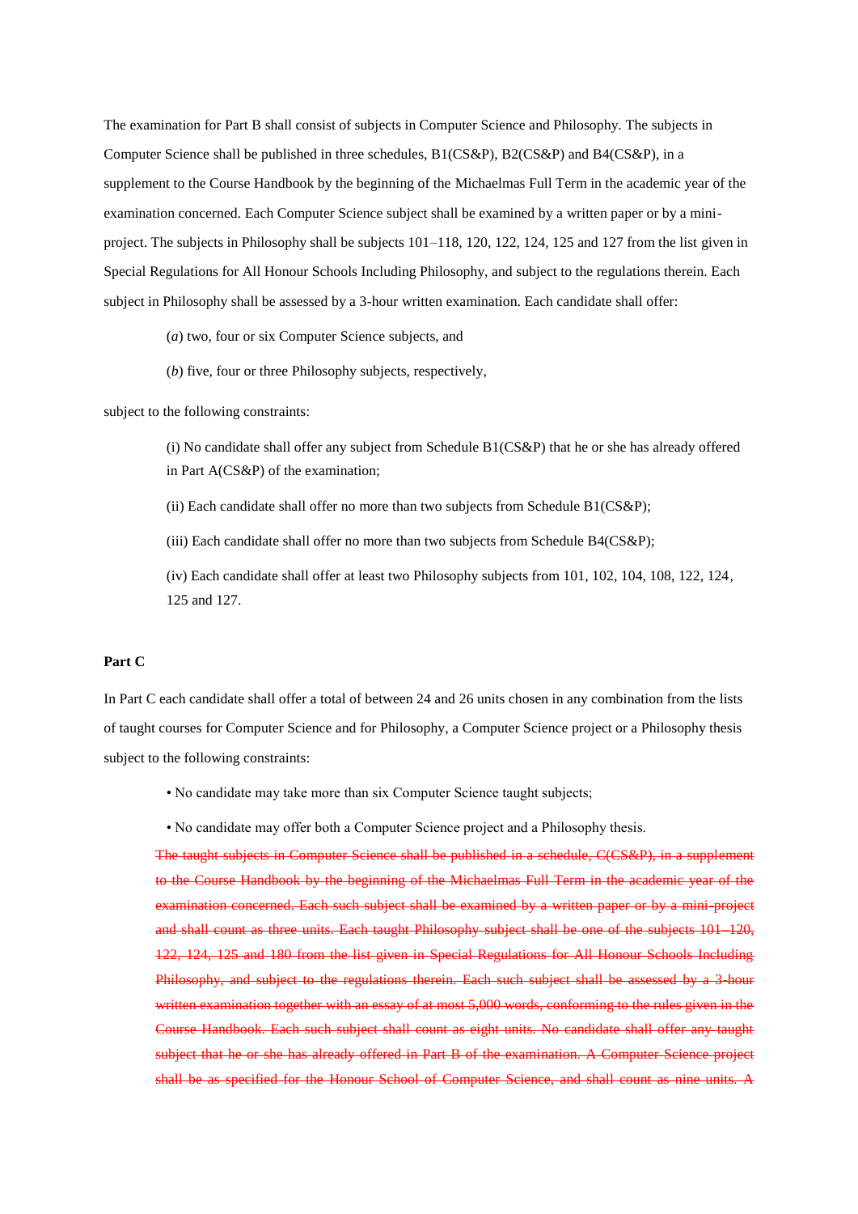The examination for Part B shall consist of subjects in Computer Science and Philosophy. The subjects in Computer Science shall be published in three schedules, B1(CS&P), B2(CS&P) and B4(CS&P), in a supplement to the Course Handbook by the beginning of the Michaelmas Full Term in the academic year of the examination concerned. Each Computer Science subject shall be examined by a written paper or by a mini-project. The subjects in Philosophy shall be subjects 101–118, 120, 122, 124, 125 and 127 from the list given in Special Regulations for All Honour Schools Including Philosophy, and subject to the regulations therein. Each subject in Philosophy shall be assessed by a 3-hour written examination. Each candidate shall offer:

(*a*) two, four or six Computer Science subjects, and

(*b*) five, four or three Philosophy subjects, respectively,

subject to the following constraints:

(i) No candidate shall offer any subject from Schedule B1(CS&P) that he or she has already offered in Part A(CS&P) of the examination;

(ii) Each candidate shall offer no more than two subjects from Schedule B1(CS&P);

(iii) Each candidate shall offer no more than two subjects from Schedule B4(CS&P);

(iv) Each candidate shall offer at least two Philosophy subjects from 101, 102, 104, 108, 122, 124, 125 and 127.

**Part C**

In Part C each candidate shall offer a total of between 24 and 26 units chosen in any combination from the lists of taught courses for Computer Science and for Philosophy, a Computer Science project or a Philosophy thesis subject to the following constraints:

- No candidate may take more than six Computer Science taught subjects;
- No candidate may offer both a Computer Science project and a Philosophy thesis.

~~The taught subjects in Computer Science shall be published in a schedule, C(CS&P), in a supplement to the Course Handbook by the beginning of the Michaelmas Full Term in the academic year of the examination concerned. Each such subject shall be examined by a written paper or by a mini-project and shall count as three units. Each taught Philosophy subject shall be one of the subjects 101–120, 122, 124, 125 and 180 from the list given in Special Regulations for All Honour Schools Including Philosophy, and subject to the regulations therein. Each such subject shall be assessed by a 3-hour written examination together with an essay of at most 5,000 words, conforming to the rules given in the Course Handbook. Each such subject shall count as eight units. No candidate shall offer any taught subject that he or she has already offered in Part B of the examination. A Computer Science project shall be as specified for the Honour School of Computer Science, and shall count as nine units. A~~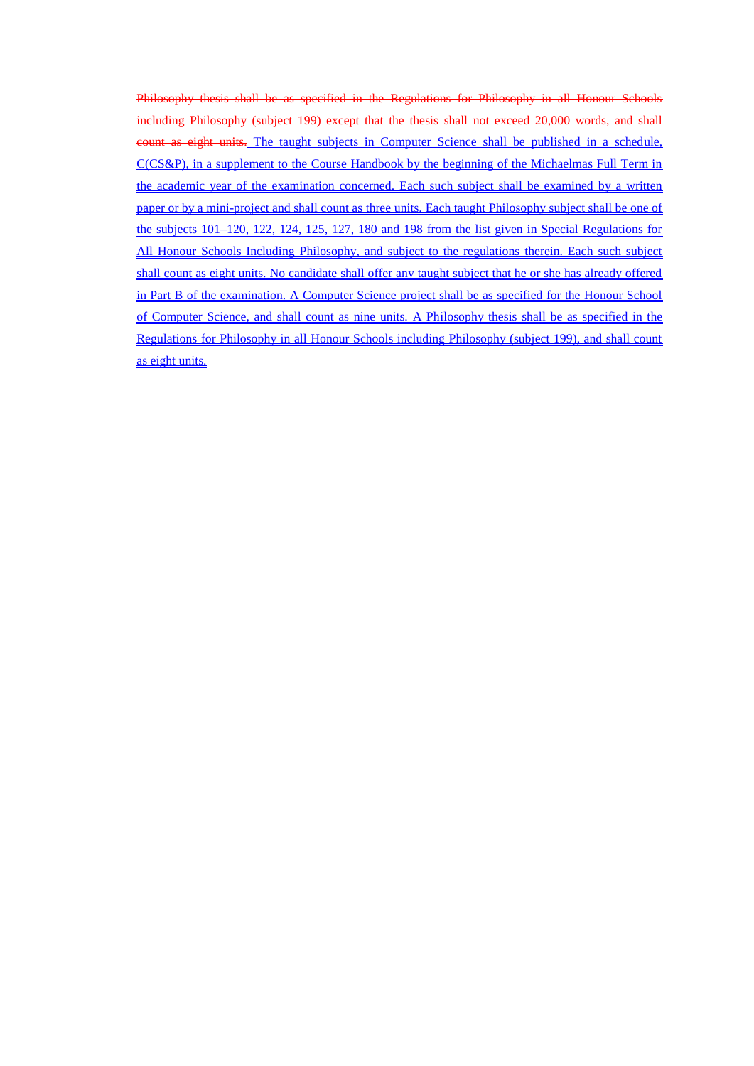~~Philosophy thesis shall be as specified in the Regulations for Philosophy in all Honour Schools including Philosophy (subject 199) except that the thesis shall not exceed 20,000 words, and shall count as eight units.~~ The taught subjects in Computer Science shall be published in a schedule, C(CS&P), in a supplement to the Course Handbook by the beginning of the Michaelmas Full Term in the academic year of the examination concerned. Each such subject shall be examined by a written paper or by a mini-project and shall count as three units. Each taught Philosophy subject shall be one of the subjects 101–120, 122, 124, 125, 127, 180 and 198 from the list given in Special Regulations for All Honour Schools Including Philosophy, and subject to the regulations therein. Each such subject shall count as eight units. No candidate shall offer any taught subject that he or she has already offered in Part B of the examination. A Computer Science project shall be as specified for the Honour School of Computer Science, and shall count as nine units. A Philosophy thesis shall be as specified in the Regulations for Philosophy in all Honour Schools including Philosophy (subject 199), and shall count as eight units.